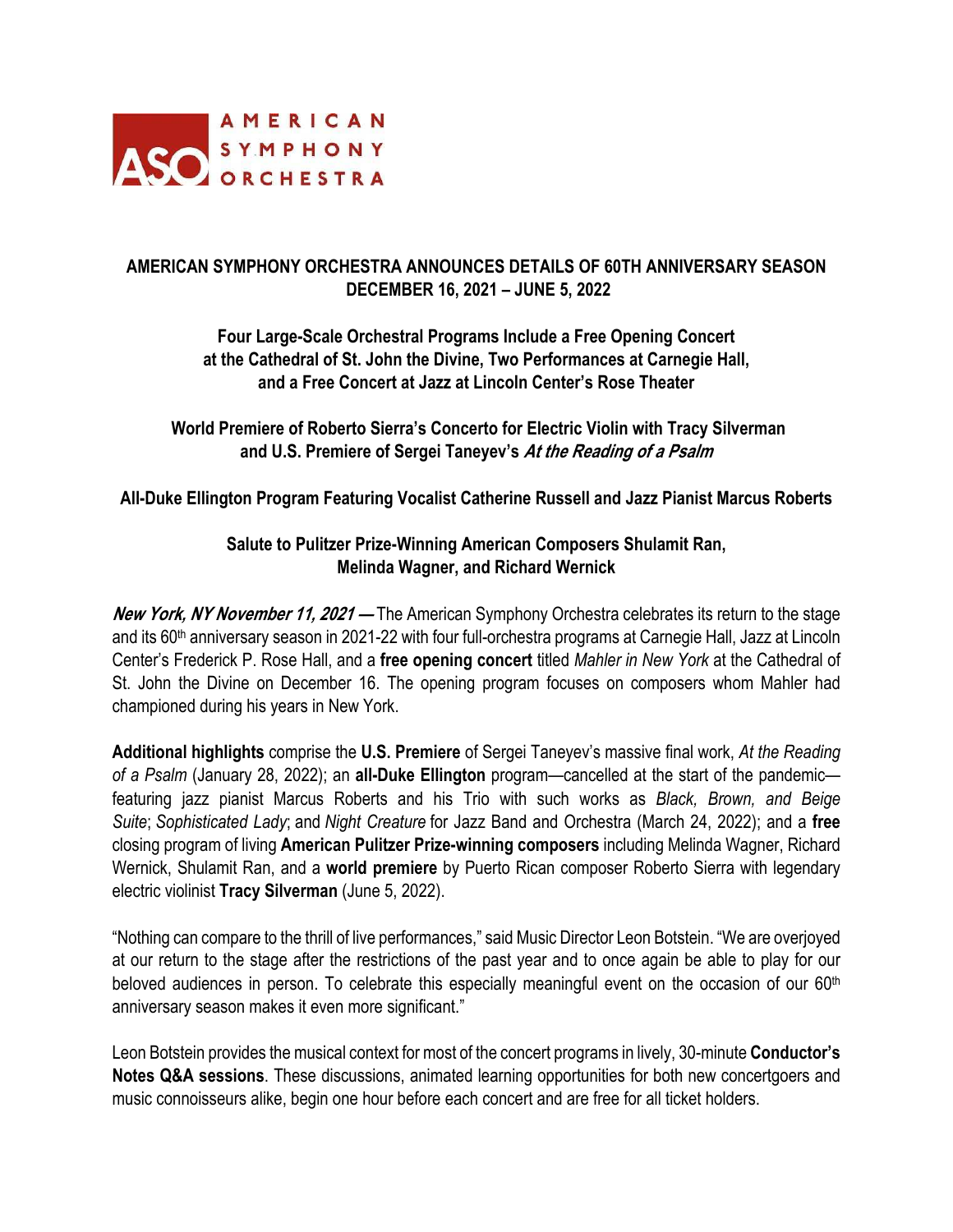AMERICAN SYMPHONY ORCHESTRA

# AMERICAN SYMPHONY ORCHESTRA ANNOUNCES DETAILS OF 60TH ANNIVERSARY SEASON DECEMBER 16, 2021 – JUNE 5, 2022

**Four Large-Scale Orchestral Programs Include a Free Opening Concert at the Cathedral of St. John the Divine, Two Performances at Carnegie Hall, and a Free Concert at Jazz at Lincoln Center's Rose Theater**

**World Premiere of Roberto Sierra's Concerto for Electric Violin with Tracy Silverman and U.S. Premiere of Sergei Taneyev's *At the Reading of a Psalm***

**All-Duke Ellington Program Featuring Vocalist Catherine Russell and Jazz Pianist Marcus Roberts**

**Salute to Pulitzer Prize-Winning American Composers Shulamit Ran, Melinda Wagner, and Richard Wernick**

***New York, NY November 11, 2021 —*** The American Symphony Orchestra celebrates its return to the stage and its 60th anniversary season in 2021-22 with four full-orchestra programs at Carnegie Hall, Jazz at Lincoln Center's Frederick P. Rose Hall, and a **free opening concert** titled *Mahler in New York* at the Cathedral of St. John the Divine on December 16. The opening program focuses on composers whom Mahler had championed during his years in New York.

**Additional highlights** comprise the **U.S. Premiere** of Sergei Taneyev's massive final work, *At the Reading of a Psalm* (January 28, 2022); an **all-Duke Ellington** program—cancelled at the start of the pandemic—featuring jazz pianist Marcus Roberts and his Trio with such works as *Black, Brown, and Beige Suite*; *Sophisticated Lady*; and *Night Creature* for Jazz Band and Orchestra (March 24, 2022); and a **free** closing program of living **American Pulitzer Prize-winning composers** including Melinda Wagner, Richard Wernick, Shulamit Ran, and a **world premiere** by Puerto Rican composer Roberto Sierra with legendary electric violinist **Tracy Silverman** (June 5, 2022).

"Nothing can compare to the thrill of live performances," said Music Director Leon Botstein. "We are overjoyed at our return to the stage after the restrictions of the past year and to once again be able to play for our beloved audiences in person. To celebrate this especially meaningful event on the occasion of our 60th anniversary season makes it even more significant."

Leon Botstein provides the musical context for most of the concert programs in lively, 30-minute **Conductor's Notes Q&A sessions**. These discussions, animated learning opportunities for both new concertgoers and music connoisseurs alike, begin one hour before each concert and are free for all ticket holders.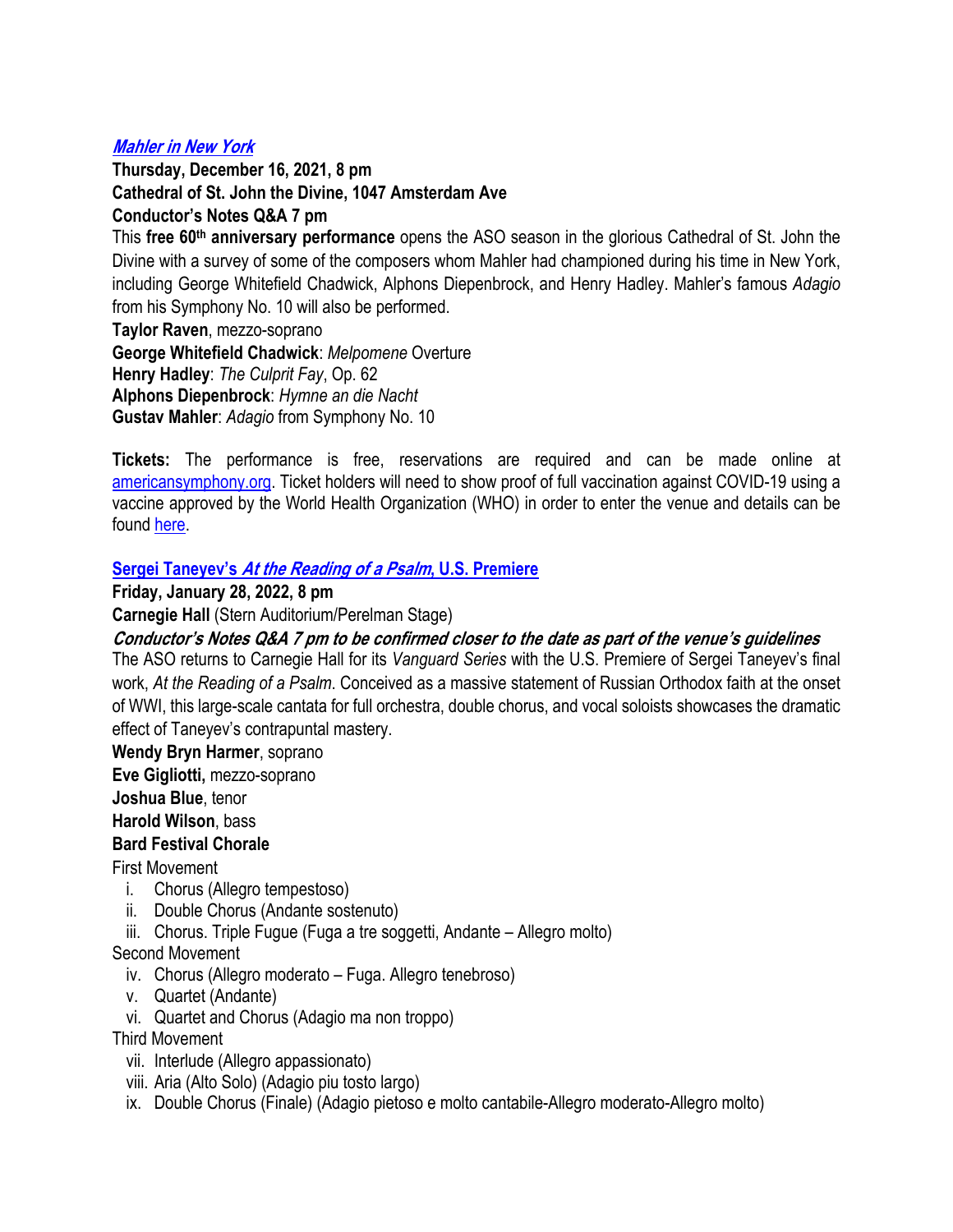### [***Mahler in New York***]

**Thursday, December 16, 2021, 8 pm**
**Cathedral of St. John the Divine, 1047 Amsterdam Ave**
**Conductor's Notes Q&A 7 pm**

This **free 60th anniversary performance** opens the ASO season in the glorious Cathedral of St. John the Divine with a survey of some of the composers whom Mahler had championed during his time in New York, including George Whitefield Chadwick, Alphons Diepenbrock, and Henry Hadley. Mahler's famous *Adagio* from his Symphony No. 10 will also be performed.

**Taylor Raven**, mezzo-soprano
**George Whitefield Chadwick**: *Melpomene* Overture
**Henry Hadley**: *The Culprit Fay*, Op. 62
**Alphons Diepenbrock**: *Hymne an die Nacht*
**Gustav Mahler**: *Adagio* from Symphony No. 10

**Tickets:** The performance is free, reservations are required and can be made online at americansymphony.org. Ticket holders will need to show proof of full vaccination against COVID-19 using a vaccine approved by the World Health Organization (WHO) in order to enter the venue and details can be found here.

### Sergei Taneyev's *At the Reading of a Psalm*, U.S. Premiere

**Friday, January 28, 2022, 8 pm**
**Carnegie Hall** (Stern Auditorium/Perelman Stage)
***Conductor's Notes Q&A 7 pm to be confirmed closer to the date as part of the venue's guidelines***

The ASO returns to Carnegie Hall for its *Vanguard Series* with the U.S. Premiere of Sergei Taneyev's final work, *At the Reading of a Psalm*. Conceived as a massive statement of Russian Orthodox faith at the onset of WWI, this large-scale cantata for full orchestra, double chorus, and vocal soloists showcases the dramatic effect of Taneyev's contrapuntal mastery.

**Wendy Bryn Harmer**, soprano
**Eve Gigliotti,** mezzo-soprano
**Joshua Blue**, tenor
**Harold Wilson**, bass
**Bard Festival Chorale**

First Movement

- i. Chorus (Allegro tempestoso)
- ii. Double Chorus (Andante sostenuto)
- iii. Chorus. Triple Fugue (Fuga a tre soggetti, Andante – Allegro molto)

Second Movement

- iv. Chorus (Allegro moderato – Fuga. Allegro tenebroso)
- v. Quartet (Andante)
- vi. Quartet and Chorus (Adagio ma non troppo)

Third Movement

- vii. Interlude (Allegro appassionato)
- viii. Aria (Alto Solo) (Adagio piu tosto largo)
- ix. Double Chorus (Finale) (Adagio pietoso e molto cantabile-Allegro moderato-Allegro molto)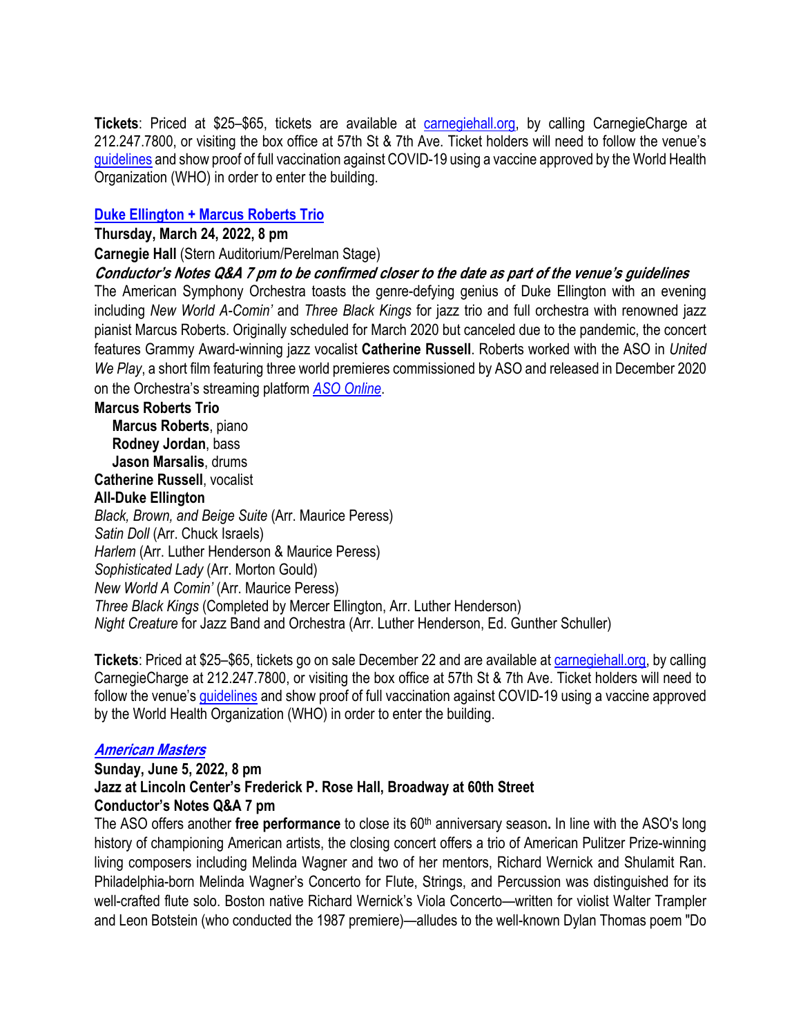**Tickets**: Priced at $25–$65, tickets are available at [carnegiehall.org](carnegiehall.org), by calling CarnegieCharge at 212.247.7800, or visiting the box office at 57th St & 7th Ave. Ticket holders will need to follow the venue's [guidelines](guidelines) and show proof of full vaccination against COVID-19 using a vaccine approved by the World Health Organization (WHO) in order to enter the building.

### [Duke Ellington + Marcus Roberts Trio](Duke Ellington + Marcus Roberts Trio)

**Thursday, March 24, 2022, 8 pm**

**Carnegie Hall** (Stern Auditorium/Perelman Stage)

***Conductor's Notes Q&A 7 pm to be confirmed closer to the date as part of the venue's guidelines***

The American Symphony Orchestra toasts the genre-defying genius of Duke Ellington with an evening including *New World A-Comin'* and *Three Black Kings* for jazz trio and full orchestra with renowned jazz pianist Marcus Roberts. Originally scheduled for March 2020 but canceled due to the pandemic, the concert features Grammy Award-winning jazz vocalist **Catherine Russell**. Roberts worked with the ASO in *United We Play*, a short film featuring three world premieres commissioned by ASO and released in December 2020 on the Orchestra's streaming platform [*ASO Online*](ASO Online).

**Marcus Roberts Trio**
- **Marcus Roberts**, piano
- **Rodney Jordan**, bass
- **Jason Marsalis**, drums

**Catherine Russell**, vocalist

**All-Duke Ellington**

*Black, Brown, and Beige Suite* (Arr. Maurice Peress)
*Satin Doll* (Arr. Chuck Israels)
*Harlem* (Arr. Luther Henderson & Maurice Peress)
*Sophisticated Lady* (Arr. Morton Gould)
*New World A Comin'* (Arr. Maurice Peress)
*Three Black Kings* (Completed by Mercer Ellington, Arr. Luther Henderson)
*Night Creature* for Jazz Band and Orchestra (Arr. Luther Henderson, Ed. Gunther Schuller)

**Tickets**: Priced at $25–$65, tickets go on sale December 22 and are available at [carnegiehall.org](carnegiehall.org), by calling CarnegieCharge at 212.247.7800, or visiting the box office at 57th St & 7th Ave. Ticket holders will need to follow the venue's [guidelines](guidelines) and show proof of full vaccination against COVID-19 using a vaccine approved by the World Health Organization (WHO) in order to enter the building.

### [*American Masters*](American Masters)

**Sunday, June 5, 2022, 8 pm**

**Jazz at Lincoln Center's Frederick P. Rose Hall, Broadway at 60th Street**

**Conductor's Notes Q&A 7 pm**

The ASO offers another **free performance** to close its 60th anniversary season**.** In line with the ASO's long history of championing American artists, the closing concert offers a trio of American Pulitzer Prize-winning living composers including Melinda Wagner and two of her mentors, Richard Wernick and Shulamit Ran. Philadelphia-born Melinda Wagner's Concerto for Flute, Strings, and Percussion was distinguished for its well-crafted flute solo. Boston native Richard Wernick's Viola Concerto—written for violist Walter Trampler and Leon Botstein (who conducted the 1987 premiere)—alludes to the well-known Dylan Thomas poem "Do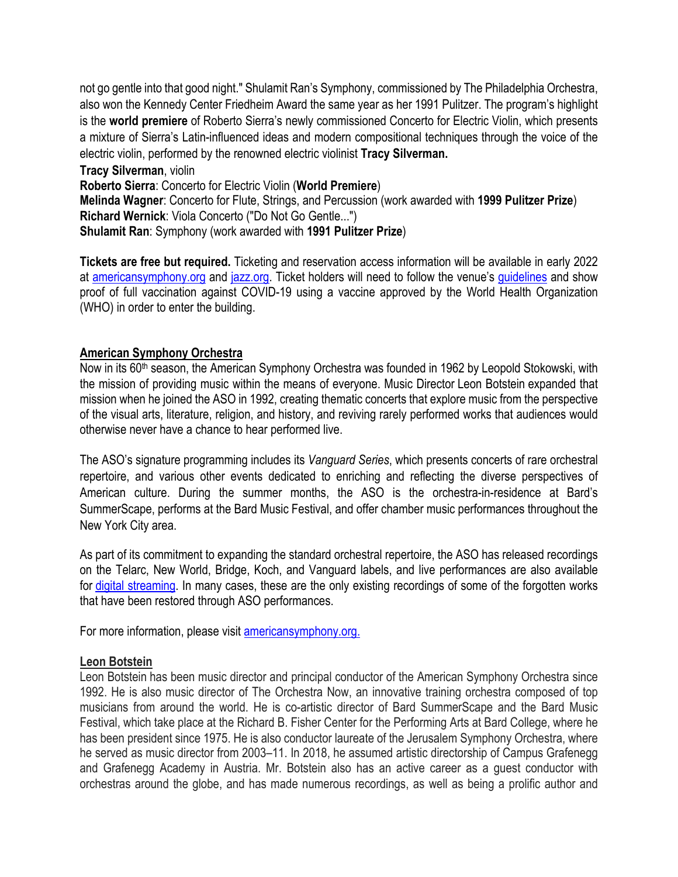not go gentle into that good night." Shulamit Ran's Symphony, commissioned by The Philadelphia Orchestra, also won the Kennedy Center Friedheim Award the same year as her 1991 Pulitzer. The program's highlight is the **world premiere** of Roberto Sierra's newly commissioned Concerto for Electric Violin, which presents a mixture of Sierra's Latin-influenced ideas and modern compositional techniques through the voice of the electric violin, performed by the renowned electric violinist **Tracy Silverman.**

**Tracy Silverman**, violin
**Roberto Sierra**: Concerto for Electric Violin (**World Premiere**)
**Melinda Wagner**: Concerto for Flute, Strings, and Percussion (work awarded with **1999 Pulitzer Prize**)
**Richard Wernick**: Viola Concerto ("Do Not Go Gentle...")
**Shulamit Ran**: Symphony (work awarded with **1991 Pulitzer Prize**)

**Tickets are free but required.** Ticketing and reservation access information will be available in early 2022 at americansymphony.org and jazz.org. Ticket holders will need to follow the venue's guidelines and show proof of full vaccination against COVID-19 using a vaccine approved by the World Health Organization (WHO) in order to enter the building.

## American Symphony Orchestra

Now in its 60th season, the American Symphony Orchestra was founded in 1962 by Leopold Stokowski, with the mission of providing music within the means of everyone. Music Director Leon Botstein expanded that mission when he joined the ASO in 1992, creating thematic concerts that explore music from the perspective of the visual arts, literature, religion, and history, and reviving rarely performed works that audiences would otherwise never have a chance to hear performed live.

The ASO's signature programming includes its *Vanguard Series*, which presents concerts of rare orchestral repertoire, and various other events dedicated to enriching and reflecting the diverse perspectives of American culture. During the summer months, the ASO is the orchestra-in-residence at Bard's SummerScape, performs at the Bard Music Festival, and offer chamber music performances throughout the New York City area.

As part of its commitment to expanding the standard orchestral repertoire, the ASO has released recordings on the Telarc, New World, Bridge, Koch, and Vanguard labels, and live performances are also available for digital streaming. In many cases, these are the only existing recordings of some of the forgotten works that have been restored through ASO performances.

For more information, please visit americansymphony.org.

## Leon Botstein

Leon Botstein has been music director and principal conductor of the American Symphony Orchestra since 1992. He is also music director of The Orchestra Now, an innovative training orchestra composed of top musicians from around the world. He is co-artistic director of Bard SummerScape and the Bard Music Festival, which take place at the Richard B. Fisher Center for the Performing Arts at Bard College, where he has been president since 1975. He is also conductor laureate of the Jerusalem Symphony Orchestra, where he served as music director from 2003–11. In 2018, he assumed artistic directorship of Campus Grafenegg and Grafenegg Academy in Austria. Mr. Botstein also has an active career as a guest conductor with orchestras around the globe, and has made numerous recordings, as well as being a prolific author and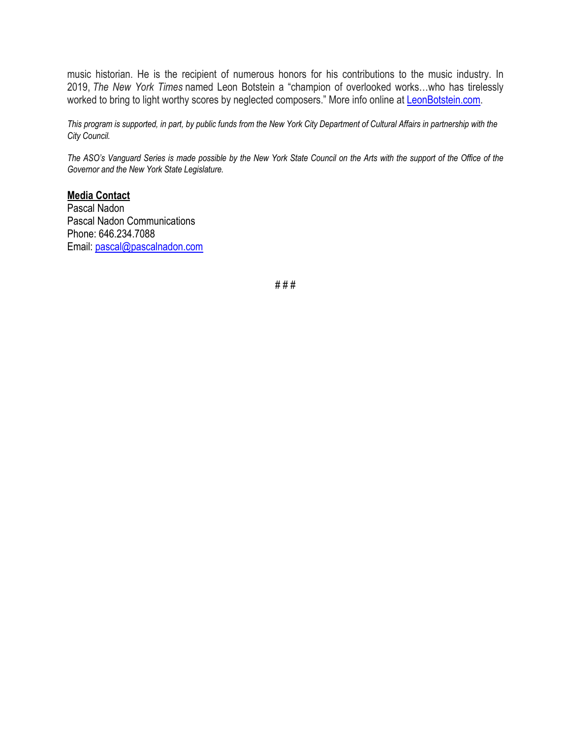music historian. He is the recipient of numerous honors for his contributions to the music industry. In 2019, *The New York Times* named Leon Botstein a "champion of overlooked works…who has tirelessly worked to bring to light worthy scores by neglected composers." More info online at [LeonBotstein.com](LeonBotstein.com).

*This program is supported, in part, by public funds from the New York City Department of Cultural Affairs in partnership with the City Council.*

*The ASO's Vanguard Series is made possible by the New York State Council on the Arts with the support of the Office of the Governor and the New York State Legislature.*

**Media Contact**
Pascal Nadon
Pascal Nadon Communications
Phone: 646.234.7088
Email: [pascal@pascalnadon.com](mailto:pascal@pascalnadon.com)

# # #